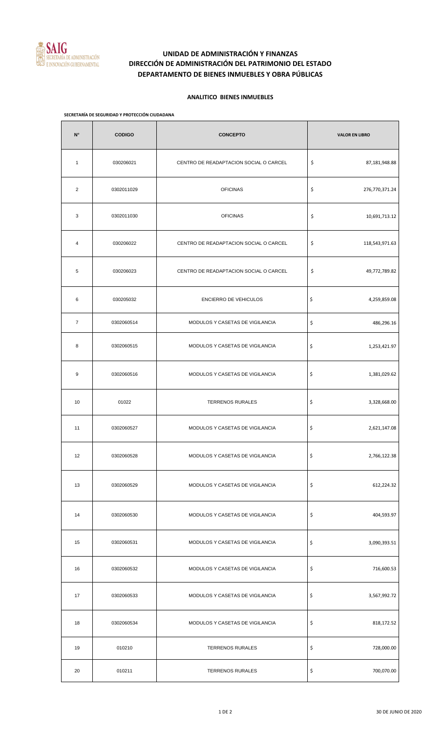# UNIDAD DE ADMINISTRACIÓN Y FINANZAS
# DIRECCIÓN DE ADMINISTRACIÓN DEL PATRIMONIO DEL ESTADO
# DEPARTAMENTO DE BIENES INMUEBLES Y OBRA PÚBLICAS

## ANALITICO BIENES INMUEBLES

**SECRETARÍA DE SEGURIDAD Y PROTECCIÓN CIUDADANA**

| N° | CODIGO | CONCEPTO | VALOR EN LIBRO |
|---|---|---|---|
| 1 | 030206021 | CENTRO DE READAPTACION SOCIAL O CARCEL | $ 87,181,948.88 |
| 2 | 0302011029 | OFICINAS | $ 276,770,371.24 |
| 3 | 0302011030 | OFICINAS | $ 10,691,713.12 |
| 4 | 030206022 | CENTRO DE READAPTACION SOCIAL O CARCEL | $ 118,543,971.63 |
| 5 | 030206023 | CENTRO DE READAPTACION SOCIAL O CARCEL | $ 49,772,789.82 |
| 6 | 030205032 | ENCIERRO DE VEHICULOS | $ 4,259,859.08 |
| 7 | 0302060514 | MODULOS Y CASETAS DE VIGILANCIA | $ 486,296.16 |
| 8 | 0302060515 | MODULOS Y CASETAS DE VIGILANCIA | $ 1,253,421.97 |
| 9 | 0302060516 | MODULOS Y CASETAS DE VIGILANCIA | $ 1,381,029.62 |
| 10 | 01022 | TERRENOS RURALES | $ 3,328,668.00 |
| 11 | 0302060527 | MODULOS Y CASETAS DE VIGILANCIA | $ 2,621,147.08 |
| 12 | 0302060528 | MODULOS Y CASETAS DE VIGILANCIA | $ 2,766,122.38 |
| 13 | 0302060529 | MODULOS Y CASETAS DE VIGILANCIA | $ 612,224.32 |
| 14 | 0302060530 | MODULOS Y CASETAS DE VIGILANCIA | $ 404,593.97 |
| 15 | 0302060531 | MODULOS Y CASETAS DE VIGILANCIA | $ 3,090,393.51 |
| 16 | 0302060532 | MODULOS Y CASETAS DE VIGILANCIA | $ 716,600.53 |
| 17 | 0302060533 | MODULOS Y CASETAS DE VIGILANCIA | $ 3,567,992.72 |
| 18 | 0302060534 | MODULOS Y CASETAS DE VIGILANCIA | $ 818,172.52 |
| 19 | 010210 | TERRENOS RURALES | $ 728,000.00 |
| 20 | 010211 | TERRENOS RURALES | $ 700,070.00 |

30 DE JUNIO DE 2020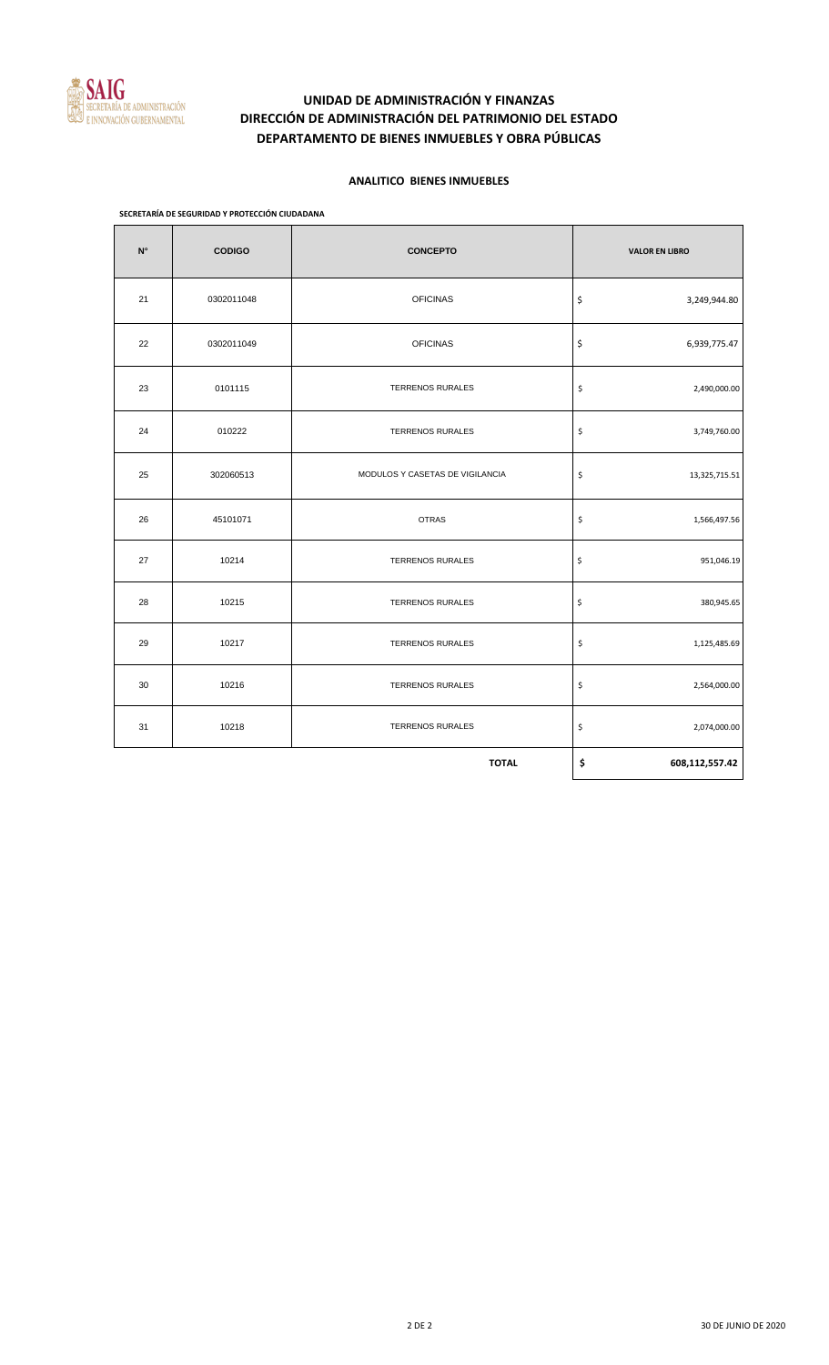# UNIDAD DE ADMINISTRACIÓN Y FINANZAS
## DIRECCIÓN DE ADMINISTRACIÓN DEL PATRIMONIO DEL ESTADO
## DEPARTAMENTO DE BIENES INMUEBLES Y OBRA PÚBLICAS

### ANALITICO BIENES INMUEBLES

**SECRETARÍA DE SEGURIDAD Y PROTECCIÓN CIUDADANA**

| N° | CODIGO | CONCEPTO | VALOR EN LIBRO |
|---|---|---|---|
| 21 | 0302011048 | OFICINAS | $ 3,249,944.80 |
| 22 | 0302011049 | OFICINAS | $ 6,939,775.47 |
| 23 | 0101115 | TERRENOS RURALES | $ 2,490,000.00 |
| 24 | 010222 | TERRENOS RURALES | $ 3,749,760.00 |
| 25 | 302060513 | MODULOS Y CASETAS DE VIGILANCIA | $ 13,325,715.51 |
| 26 | 45101071 | OTRAS | $ 1,566,497.56 |
| 27 | 10214 | TERRENOS RURALES | $ 951,046.19 |
| 28 | 10215 | TERRENOS RURALES | $ 380,945.65 |
| 29 | 10217 | TERRENOS RURALES | $ 1,125,485.69 |
| 30 | 10216 | TERRENOS RURALES | $ 2,564,000.00 |
| 31 | 10218 | TERRENOS RURALES | $ 2,074,000.00 |
| | | **TOTAL** | **$ 608,112,557.42** |

30 DE JUNIO DE 2020